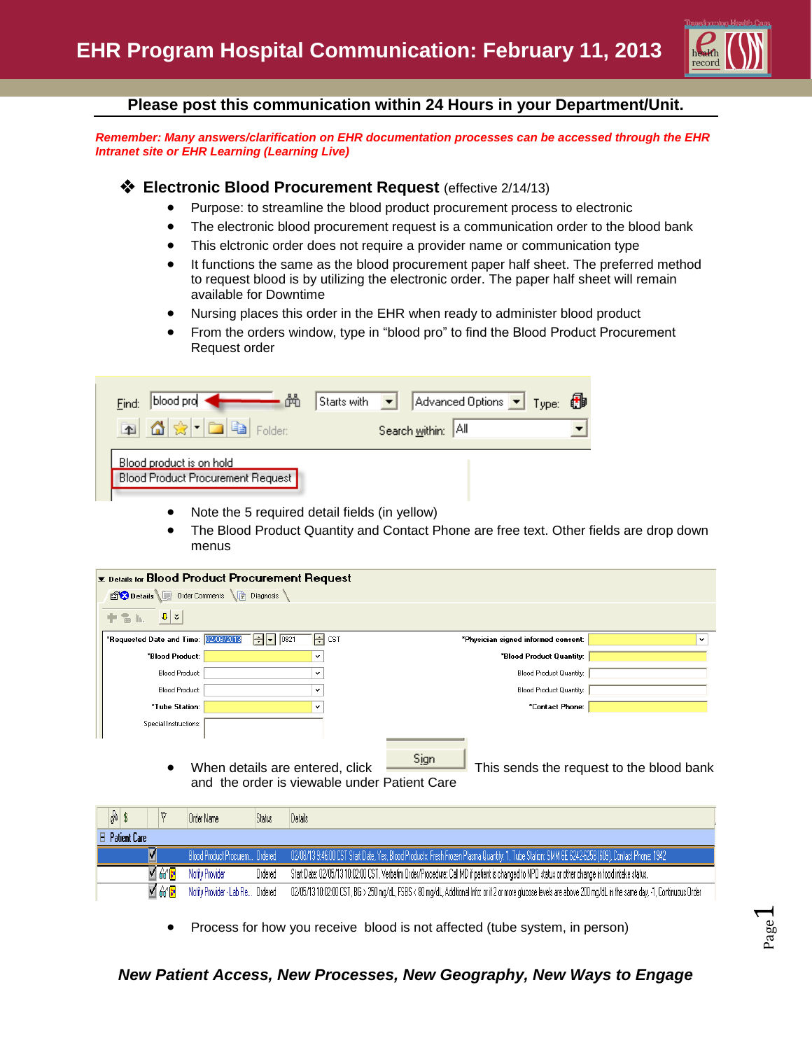# EHR Program Hospital Communication: February 11, 2013

**Please post this communication within 24 Hours in your Department/Unit.**

***Remember: Many answers/clarification on EHR documentation processes can be accessed through the EHR Intranet site or EHR Learning (Learning Live)***

## ❖ Electronic Blood Procurement Request (effective 2/14/13)

- Purpose: to streamline the blood product procurement process to electronic
- The electronic blood procurement request is a communication order to the blood bank
- This elctronic order does not require a provider name or communication type
- It functions the same as the blood procurement paper half sheet. The preferred method to request blood is by utilizing the electronic order. The paper half sheet will remain available for Downtime
- Nursing places this order in the EHR when ready to administer blood product
- From the orders window, type in "blood pro" to find the Blood Product Procurement Request order

- Note the 5 required detail fields (in yellow)
- The Blood Product Quantity and Contact Phone are free text. Other fields are drop down menus

- When details are entered, click **Sign** This sends the request to the blood bank and the order is viewable under Patient Care

- Process for how you receive blood is not affected (tube system, in person)

***New Patient Access, New Processes, New Geography, New Ways to Engage***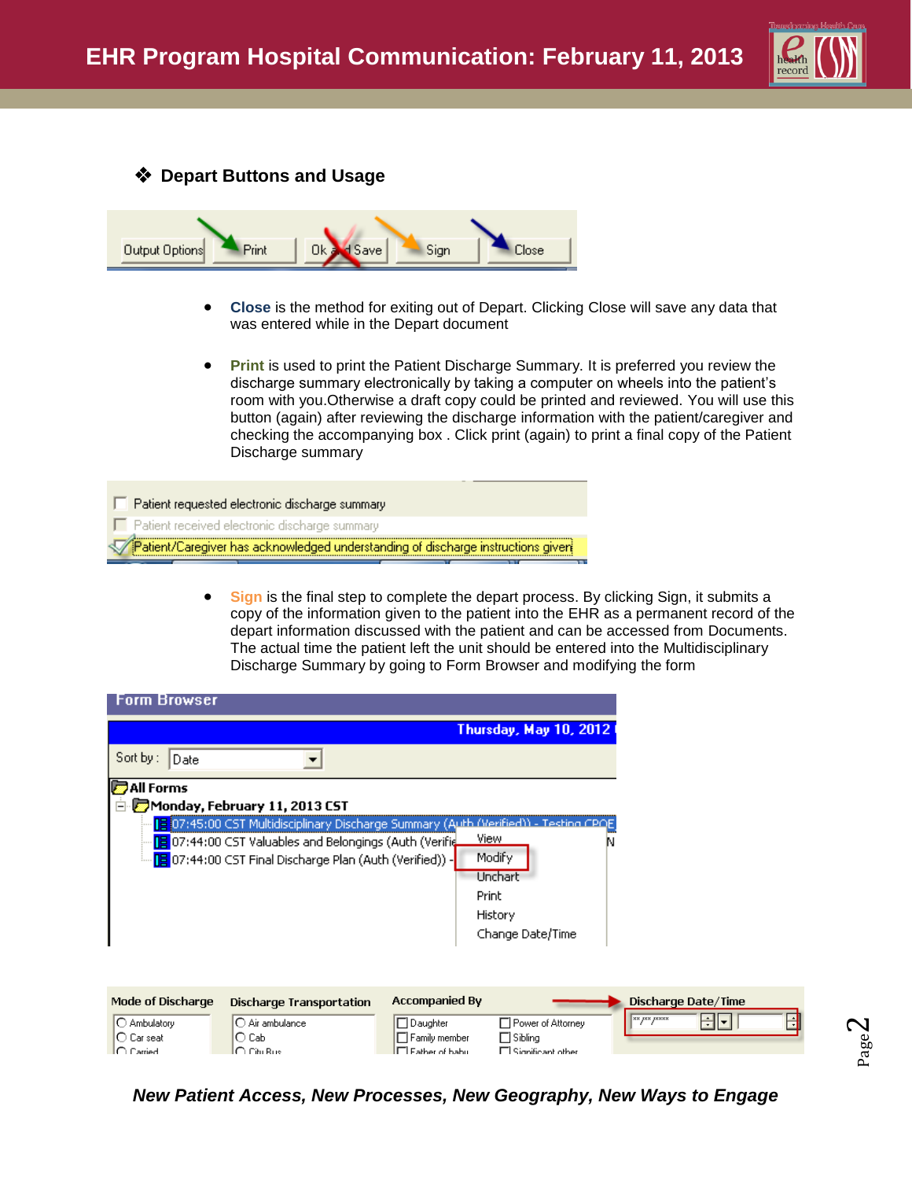## ❖ Depart Buttons and Usage

- **Close** is the method for exiting out of Depart. Clicking Close will save any data that was entered while in the Depart document

- **Print** is used to print the Patient Discharge Summary. It is preferred you review the discharge summary electronically by taking a computer on wheels into the patient's room with you.Otherwise a draft copy could be printed and reviewed. You will use this button (again) after reviewing the discharge information with the patient/caregiver and checking the accompanying box . Click print (again) to print a final copy of the Patient Discharge summary

- **Sign** is the final step to complete the depart process. By clicking Sign, it submits a copy of the information given to the patient into the EHR as a permanent record of the depart information discussed with the patient and can be accessed from Documents. The actual time the patient left the unit should be entered into the Multidisciplinary Discharge Summary by going to Form Browser and modifying the form

*New Patient Access, New Processes, New Geography, New Ways to Engage*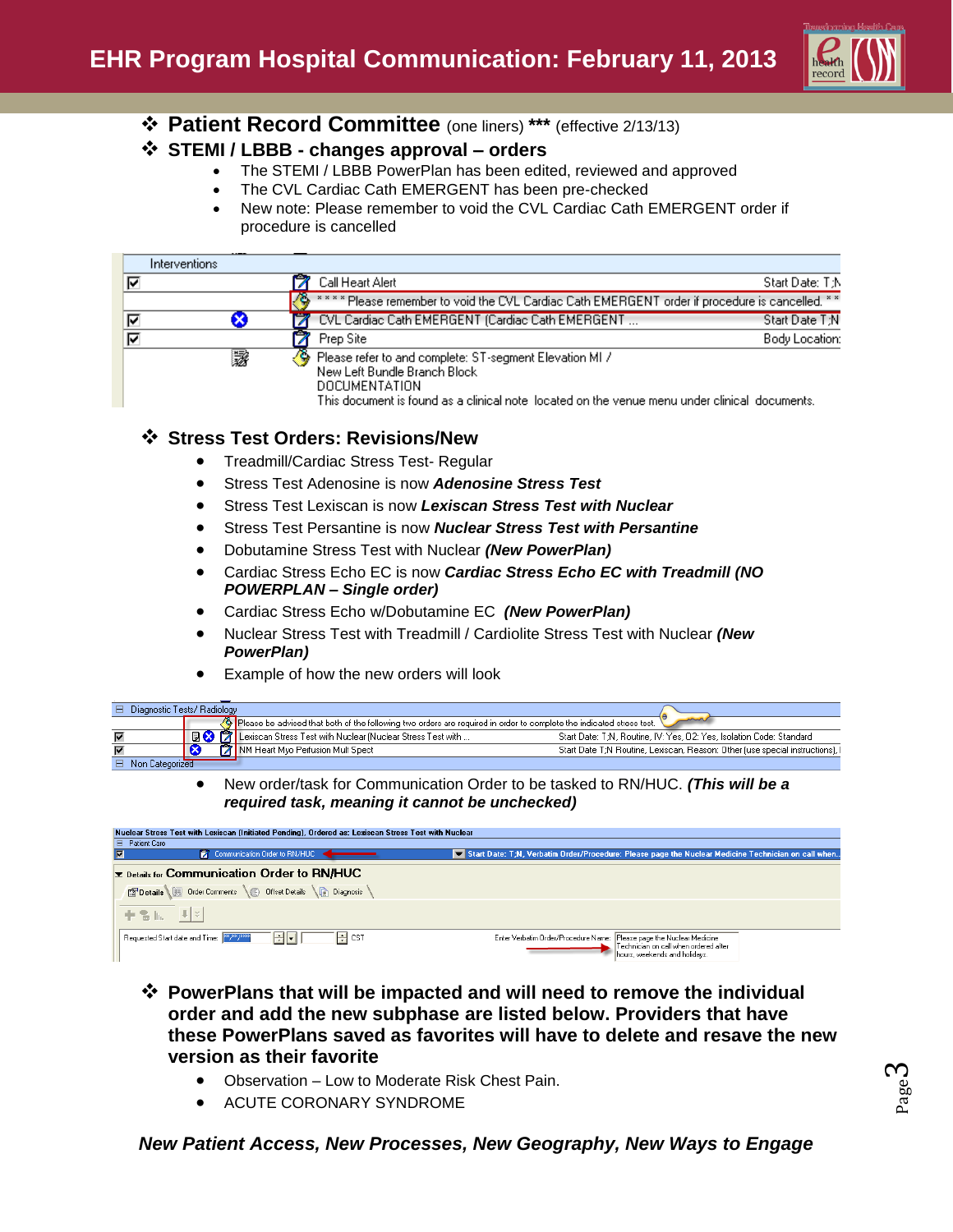- **Patient Record Committee** (one liners) *** (effective 2/13/13)
- **STEMI / LBBB - changes approval – orders**
  - The STEMI / LBBB PowerPlan has been edited, reviewed and approved
  - The CVL Cardiac Cath EMERGENT has been pre-checked
  - New note: Please remember to void the CVL Cardiac Cath EMERGENT order if procedure is cancelled

Interventions
Call Heart Alert — Start Date: T;N
* * * * Please remember to void the CVL Cardiac Cath EMERGENT order if procedure is cancelled. * *
CVL Cardiac Cath EMERGENT (Cardiac Cath EMERGENT ... — Start Date T;N
Prep Site — Body Location:
Please refer to and complete: ST-segment Elevation MI / New Left Bundle Branch Block DOCUMENTATION
This document is found as a clinical note located on the venue menu under clinical documents.

- **Stress Test Orders: Revisions/New**
  - Treadmill/Cardiac Stress Test- Regular
  - Stress Test Adenosine is now ***Adenosine Stress Test***
  - Stress Test Lexiscan is now ***Lexiscan Stress Test with Nuclear***
  - Stress Test Persantine is now ***Nuclear Stress Test with Persantine***
  - Dobutamine Stress Test with Nuclear ***(New PowerPlan)***
  - Cardiac Stress Echo EC is now ***Cardiac Stress Echo EC with Treadmill (NO POWERPLAN – Single order)***
  - Cardiac Stress Echo w/Dobutamine EC ***(New PowerPlan)***
  - Nuclear Stress Test with Treadmill / Cardiolite Stress Test with Nuclear ***(New PowerPlan)***
  - Example of how the new orders will look

Diagnostic Tests/ Radiology
Please be advised that both of the following two orders are required in order to complete the indicated stress test.
Lexiscan Stress Test with Nuclear (Nuclear Stress Test with ... — Start Date: T;N, Routine, IV: Yes, O2: Yes, Isolation Code: Standard
NM Heart Myo Perfusion Mult Spect — Start Date T;N Routine, Lexiscan, Reason: Other (use special instructions), I
Non Categorized

  - New order/task for Communication Order to be tasked to RN/HUC. ***(This will be a required task, meaning it cannot be unchecked)***

Nuclear Stress Test with Lexiscan (Initiated Pending), Ordered as: Lexiscan Stress Test with Nuclear
Patient Care
Communication Order to RN/HUC — Start Date: T;N, Verbatim Order/Procedure: Please page the Nuclear Medicine Technician on call when...
Details for Communication Order to RN/HUC
Details | Order Comments | Offset Details | Diagnosis
Requested Start date and Time: CST
Enter Verbatim Order/Procedure Name: Please page the Nuclear Medicine Technician on call when ordered after hours, weekends and holidays

- **PowerPlans that will be impacted and will need to remove the individual order and add the new subphase are listed below. Providers that have these PowerPlans saved as favorites will have to delete and resave the new version as their favorite**
  - Observation – Low to Moderate Risk Chest Pain.
  - ACUTE CORONARY SYNDROME

***New Patient Access, New Processes, New Geography, New Ways to Engage***